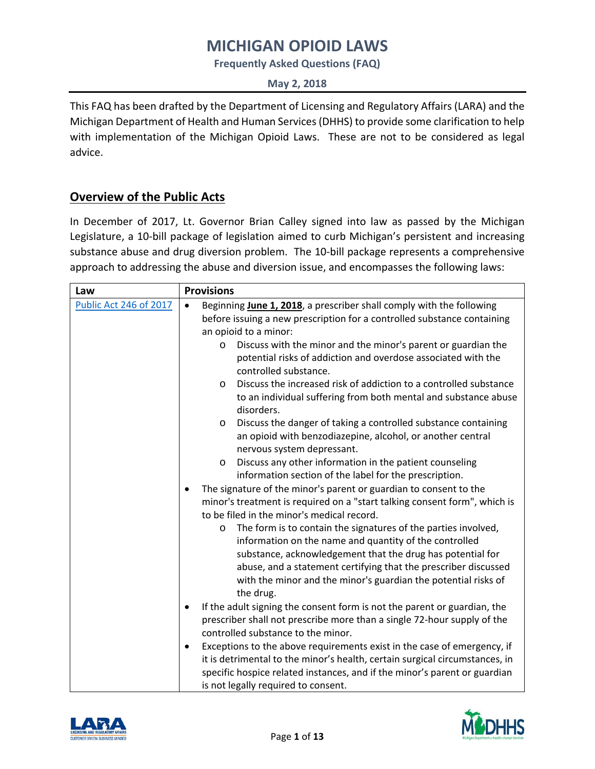# MICHIGAN OPIOID LAWS

**Frequently Asked Questions (FAQ)**

**May 2, 2018**

This FAQ has been drafted by the Department of Licensing and Regulatory Affairs (LARA) and the Michigan Department of Health and Human Services (DHHS) to provide some clarification to help with implementation of the Michigan Opioid Laws. These are not to be considered as legal advice.

## Overview of the Public Acts

In December of 2017, Lt. Governor Brian Calley signed into law as passed by the Michigan Legislature, a 10-bill package of legislation aimed to curb Michigan's persistent and increasing substance abuse and drug diversion problem. The 10-bill package represents a comprehensive approach to addressing the abuse and diversion issue, and encompasses the following laws:

| Law | Provisions |
|---|---|
| Public Act 246 of 2017 | • Beginning **June 1, 2018**, a prescriber shall comply with the following before issuing a new prescription for a controlled substance containing an opioid to a minor:<br>  o Discuss with the minor and the minor's parent or guardian the potential risks of addiction and overdose associated with the controlled substance.<br>  o Discuss the increased risk of addiction to a controlled substance to an individual suffering from both mental and substance abuse disorders.<br>  o Discuss the danger of taking a controlled substance containing an opioid with benzodiazepine, alcohol, or another central nervous system depressant.<br>  o Discuss any other information in the patient counseling information section of the label for the prescription.<br>• The signature of the minor's parent or guardian to consent to the minor's treatment is required on a "start talking consent form", which is to be filed in the minor's medical record.<br>  o The form is to contain the signatures of the parties involved, information on the name and quantity of the controlled substance, acknowledgement that the drug has potential for abuse, and a statement certifying that the prescriber discussed with the minor and the minor's guardian the potential risks of the drug.<br>• If the adult signing the consent form is not the parent or guardian, the prescriber shall not prescribe more than a single 72-hour supply of the controlled substance to the minor.<br>• Exceptions to the above requirements exist in the case of emergency, if it is detrimental to the minor's health, certain surgical circumstances, in specific hospice related instances, and if the minor's parent or guardian is not legally required to consent. |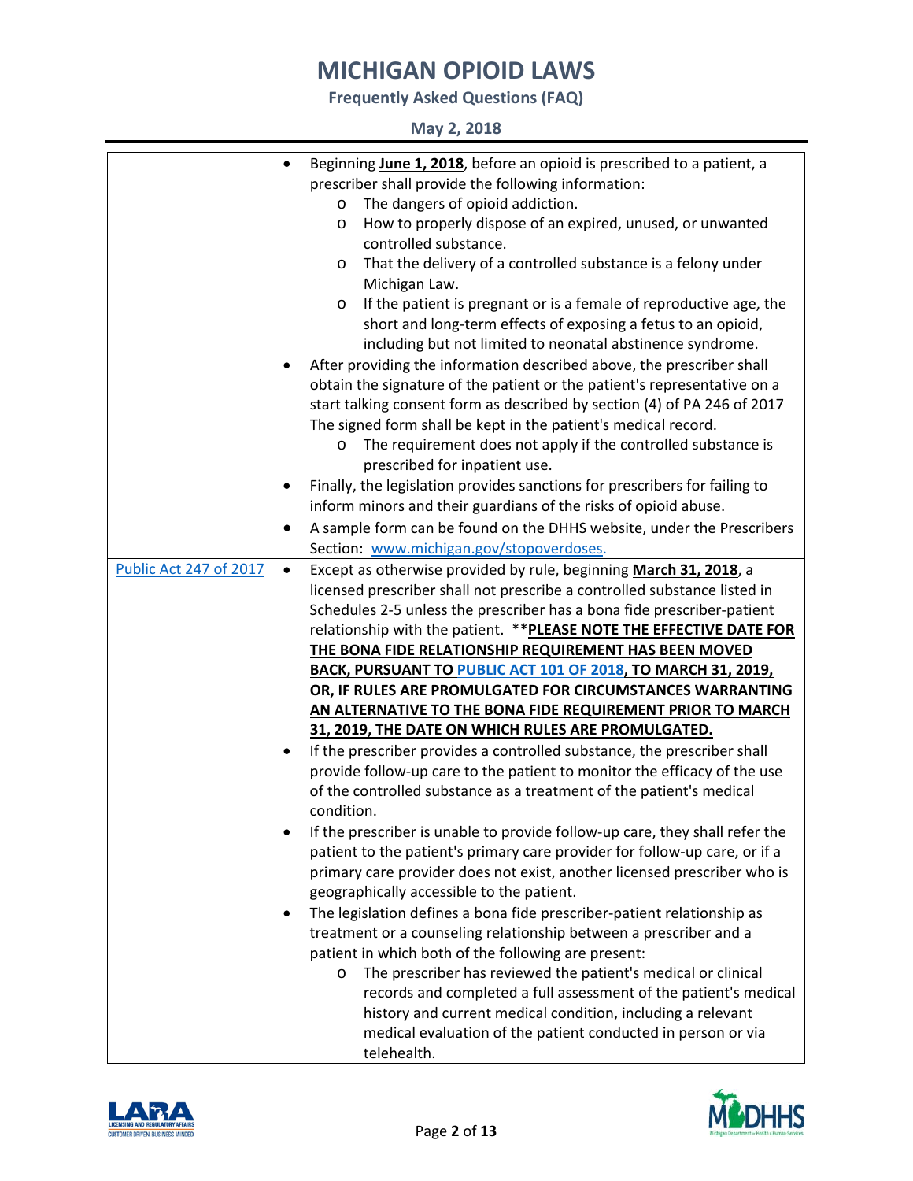| | |
|---|---|
| | • Beginning **June 1, 2018**, before an opioid is prescribed to a patient, a prescriber shall provide the following information:<br>  o The dangers of opioid addiction.<br>  o How to properly dispose of an expired, unused, or unwanted controlled substance.<br>  o That the delivery of a controlled substance is a felony under Michigan Law.<br>  o If the patient is pregnant or is a female of reproductive age, the short and long-term effects of exposing a fetus to an opioid, including but not limited to neonatal abstinence syndrome.<br>• After providing the information described above, the prescriber shall obtain the signature of the patient or the patient's representative on a start talking consent form as described by section (4) of PA 246 of 2017 The signed form shall be kept in the patient's medical record.<br>  o The requirement does not apply if the controlled substance is prescribed for inpatient use.<br>• Finally, the legislation provides sanctions for prescribers for failing to inform minors and their guardians of the risks of opioid abuse.<br>• A sample form can be found on the DHHS website, under the Prescribers Section: www.michigan.gov/stopoverdoses. |
| Public Act 247 of 2017 | • Except as otherwise provided by rule, beginning **March 31, 2018**, a licensed prescriber shall not prescribe a controlled substance listed in Schedules 2-5 unless the prescriber has a bona fide prescriber-patient relationship with the patient. ****PLEASE NOTE THE EFFECTIVE DATE FOR THE BONA FIDE RELATIONSHIP REQUIREMENT HAS BEEN MOVED BACK, PURSUANT TO PUBLIC ACT 101 OF 2018, TO MARCH 31, 2019, OR, IF RULES ARE PROMULGATED FOR CIRCUMSTANCES WARRANTING AN ALTERNATIVE TO THE BONA FIDE REQUIREMENT PRIOR TO MARCH 31, 2019, THE DATE ON WHICH RULES ARE PROMULGATED.**<br>• If the prescriber provides a controlled substance, the prescriber shall provide follow-up care to the patient to monitor the efficacy of the use of the controlled substance as a treatment of the patient's medical condition.<br>• If the prescriber is unable to provide follow-up care, they shall refer the patient to the patient's primary care provider for follow-up care, or if a primary care provider does not exist, another licensed prescriber who is geographically accessible to the patient.<br>• The legislation defines a bona fide prescriber-patient relationship as treatment or a counseling relationship between a prescriber and a patient in which both of the following are present:<br>  o The prescriber has reviewed the patient's medical or clinical records and completed a full assessment of the patient's medical history and current medical condition, including a relevant medical evaluation of the patient conducted in person or via telehealth. |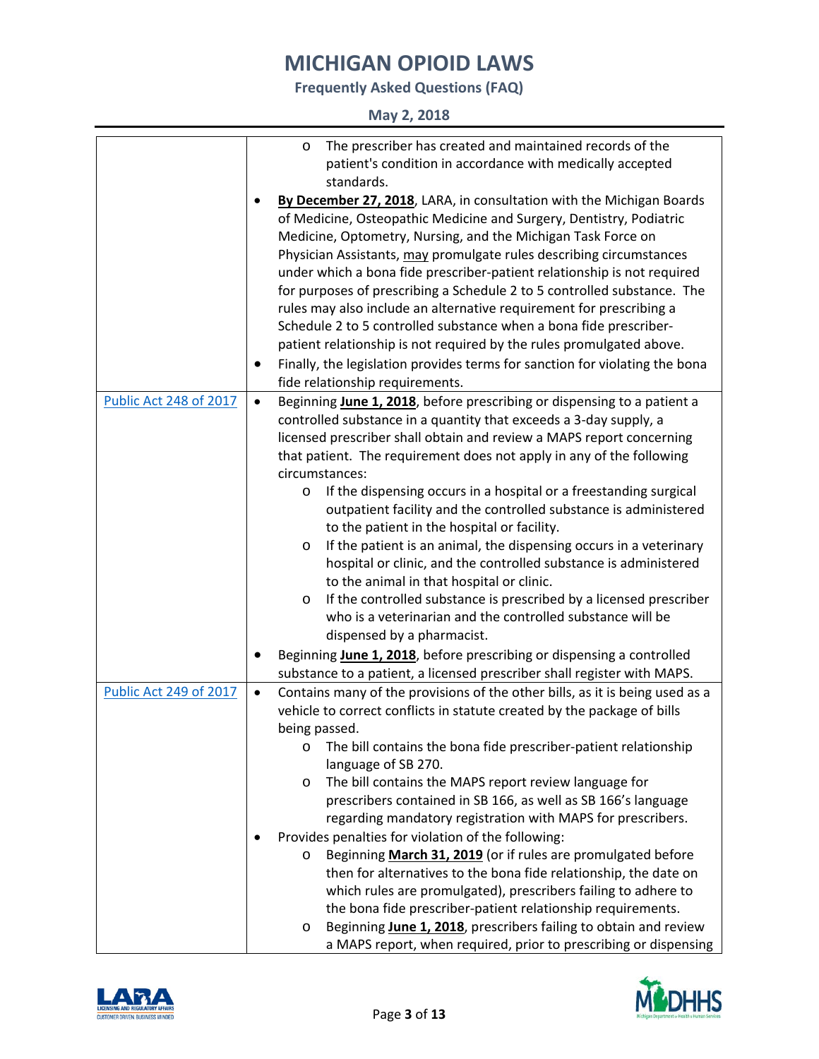| | |
|---|---|
| | - The prescriber has created and maintained records of the patient's condition in accordance with medically accepted standards.<br>• **By December 27, 2018**, LARA, in consultation with the Michigan Boards of Medicine, Osteopathic Medicine and Surgery, Dentistry, Podiatric Medicine, Optometry, Nursing, and the Michigan Task Force on Physician Assistants, may promulgate rules describing circumstances under which a bona fide prescriber-patient relationship is not required for purposes of prescribing a Schedule 2 to 5 controlled substance. The rules may also include an alternative requirement for prescribing a Schedule 2 to 5 controlled substance when a bona fide prescriber-patient relationship is not required by the rules promulgated above.<br>• Finally, the legislation provides terms for sanction for violating the bona fide relationship requirements. |
| Public Act 248 of 2017 | • Beginning **June 1, 2018**, before prescribing or dispensing to a patient a controlled substance in a quantity that exceeds a 3-day supply, a licensed prescriber shall obtain and review a MAPS report concerning that patient. The requirement does not apply in any of the following circumstances:<br>  - If the dispensing occurs in a hospital or a freestanding surgical outpatient facility and the controlled substance is administered to the patient in the hospital or facility.<br>  - If the patient is an animal, the dispensing occurs in a veterinary hospital or clinic, and the controlled substance is administered to the animal in that hospital or clinic.<br>  - If the controlled substance is prescribed by a licensed prescriber who is a veterinarian and the controlled substance will be dispensed by a pharmacist.<br>• Beginning **June 1, 2018**, before prescribing or dispensing a controlled substance to a patient, a licensed prescriber shall register with MAPS. |
| Public Act 249 of 2017 | • Contains many of the provisions of the other bills, as it is being used as a vehicle to correct conflicts in statute created by the package of bills being passed.<br>  - The bill contains the bona fide prescriber-patient relationship language of SB 270.<br>  - The bill contains the MAPS report review language for prescribers contained in SB 166, as well as SB 166's language regarding mandatory registration with MAPS for prescribers.<br>• Provides penalties for violation of the following:<br>  - Beginning **March 31, 2019** (or if rules are promulgated before then for alternatives to the bona fide relationship, the date on which rules are promulgated), prescribers failing to adhere to the bona fide prescriber-patient relationship requirements.<br>  - Beginning **June 1, 2018**, prescribers failing to obtain and review a MAPS report, when required, prior to prescribing or dispensing |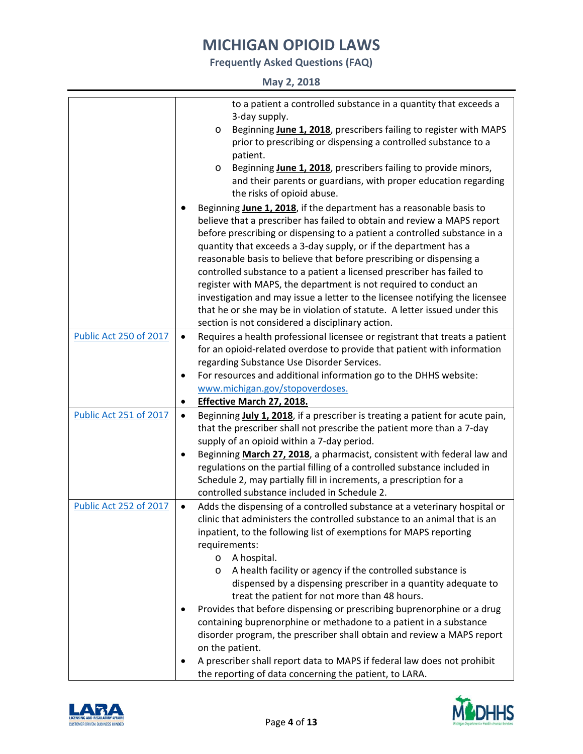| | |
|---|---|
| | to a patient a controlled substance in a quantity that exceeds a 3-day supply.<br>  - Beginning **June 1, 2018**, prescribers failing to register with MAPS prior to prescribing or dispensing a controlled substance to a patient.<br>  - Beginning **June 1, 2018**, prescribers failing to provide minors, and their parents or guardians, with proper education regarding the risks of opioid abuse.<br>• Beginning **June 1, 2018**, if the department has a reasonable basis to believe that a prescriber has failed to obtain and review a MAPS report before prescribing or dispensing to a patient a controlled substance in a quantity that exceeds a 3-day supply, or if the department has a reasonable basis to believe that before prescribing or dispensing a controlled substance to a patient a licensed prescriber has failed to register with MAPS, the department is not required to conduct an investigation and may issue a letter to the licensee notifying the licensee that he or she may be in violation of statute. A letter issued under this section is not considered a disciplinary action. |
| Public Act 250 of 2017 | • Requires a health professional licensee or registrant that treats a patient for an opioid-related overdose to provide that patient with information regarding Substance Use Disorder Services.<br>• For resources and additional information go to the DHHS website: www.michigan.gov/stopoverdoses.<br>• **Effective March 27, 2018.** |
| Public Act 251 of 2017 | • Beginning **July 1, 2018**, if a prescriber is treating a patient for acute pain, that the prescriber shall not prescribe the patient more than a 7-day supply of an opioid within a 7-day period.<br>• Beginning **March 27, 2018**, a pharmacist, consistent with federal law and regulations on the partial filling of a controlled substance included in Schedule 2, may partially fill in increments, a prescription for a controlled substance included in Schedule 2. |
| Public Act 252 of 2017 | • Adds the dispensing of a controlled substance at a veterinary hospital or clinic that administers the controlled substance to an animal that is an inpatient, to the following list of exemptions for MAPS reporting requirements:<br>  - A hospital.<br>  - A health facility or agency if the controlled substance is dispensed by a dispensing prescriber in a quantity adequate to treat the patient for not more than 48 hours.<br>• Provides that before dispensing or prescribing buprenorphine or a drug containing buprenorphine or methadone to a patient in a substance disorder program, the prescriber shall obtain and review a MAPS report on the patient.<br>• A prescriber shall report data to MAPS if federal law does not prohibit the reporting of data concerning the patient, to LARA. |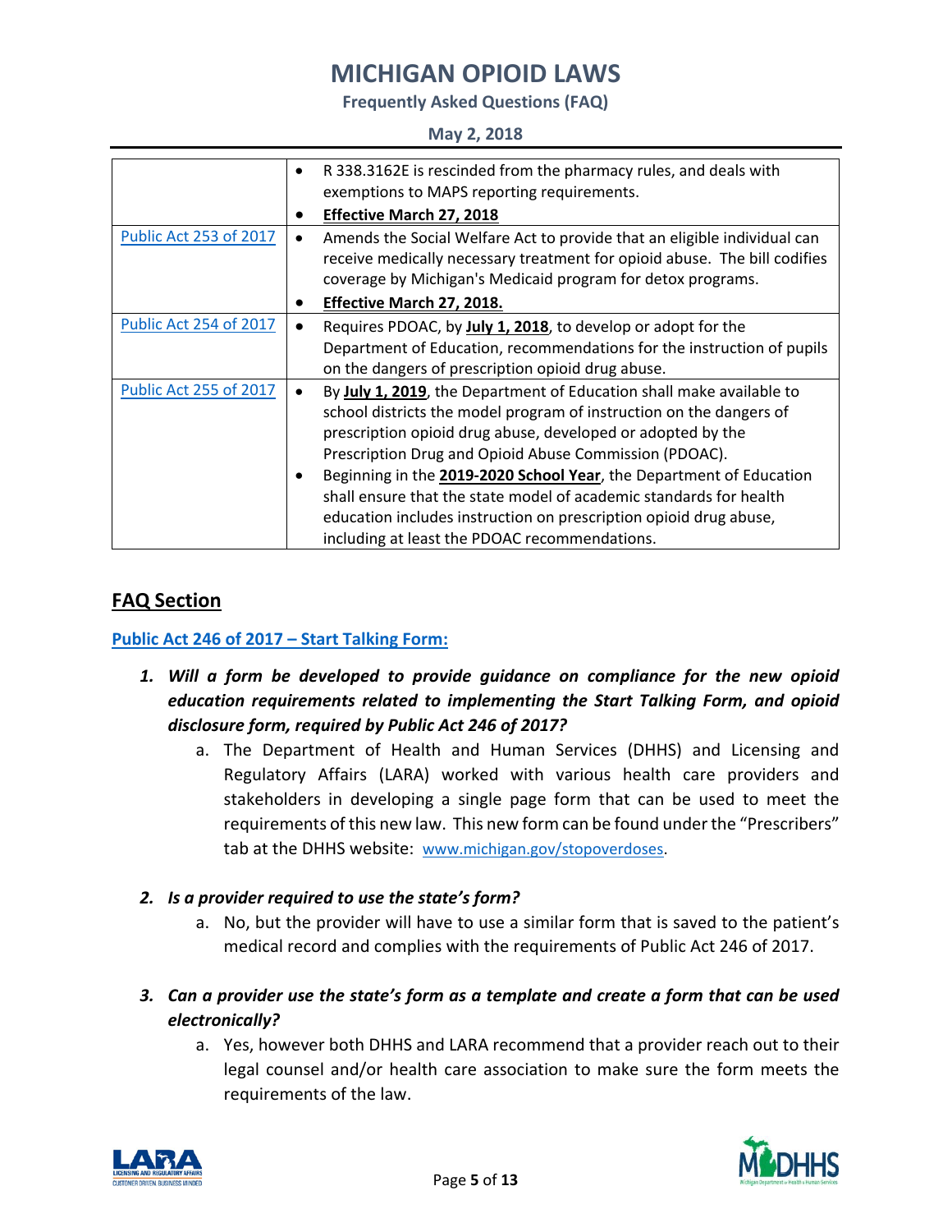| | |
|---|---|
| | • R 338.3162E is rescinded from the pharmacy rules, and deals with exemptions to MAPS reporting requirements.<br>• **Effective March 27, 2018** |
| Public Act 253 of 2017 | • Amends the Social Welfare Act to provide that an eligible individual can receive medically necessary treatment for opioid abuse. The bill codifies coverage by Michigan's Medicaid program for detox programs.<br>• **Effective March 27, 2018.** |
| Public Act 254 of 2017 | • Requires PDOAC, by **July 1, 2018**, to develop or adopt for the Department of Education, recommendations for the instruction of pupils on the dangers of prescription opioid drug abuse. |
| Public Act 255 of 2017 | • By **July 1, 2019**, the Department of Education shall make available to school districts the model program of instruction on the dangers of prescription opioid drug abuse, developed or adopted by the Prescription Drug and Opioid Abuse Commission (PDOAC).<br>• Beginning in the **2019-2020 School Year**, the Department of Education shall ensure that the state model of academic standards for health education includes instruction on prescription opioid drug abuse, including at least the PDOAC recommendations. |

## FAQ Section

### Public Act 246 of 2017 – Start Talking Form:

1. ***Will a form be developed to provide guidance on compliance for the new opioid education requirements related to implementing the Start Talking Form, and opioid disclosure form, required by Public Act 246 of 2017?***
   a. The Department of Health and Human Services (DHHS) and Licensing and Regulatory Affairs (LARA) worked with various health care providers and stakeholders in developing a single page form that can be used to meet the requirements of this new law. This new form can be found under the "Prescribers" tab at the DHHS website: www.michigan.gov/stopoverdoses.

2. ***Is a provider required to use the state's form?***
   a. No, but the provider will have to use a similar form that is saved to the patient's medical record and complies with the requirements of Public Act 246 of 2017.

3. ***Can a provider use the state's form as a template and create a form that can be used electronically?***
   a. Yes, however both DHHS and LARA recommend that a provider reach out to their legal counsel and/or health care association to make sure the form meets the requirements of the law.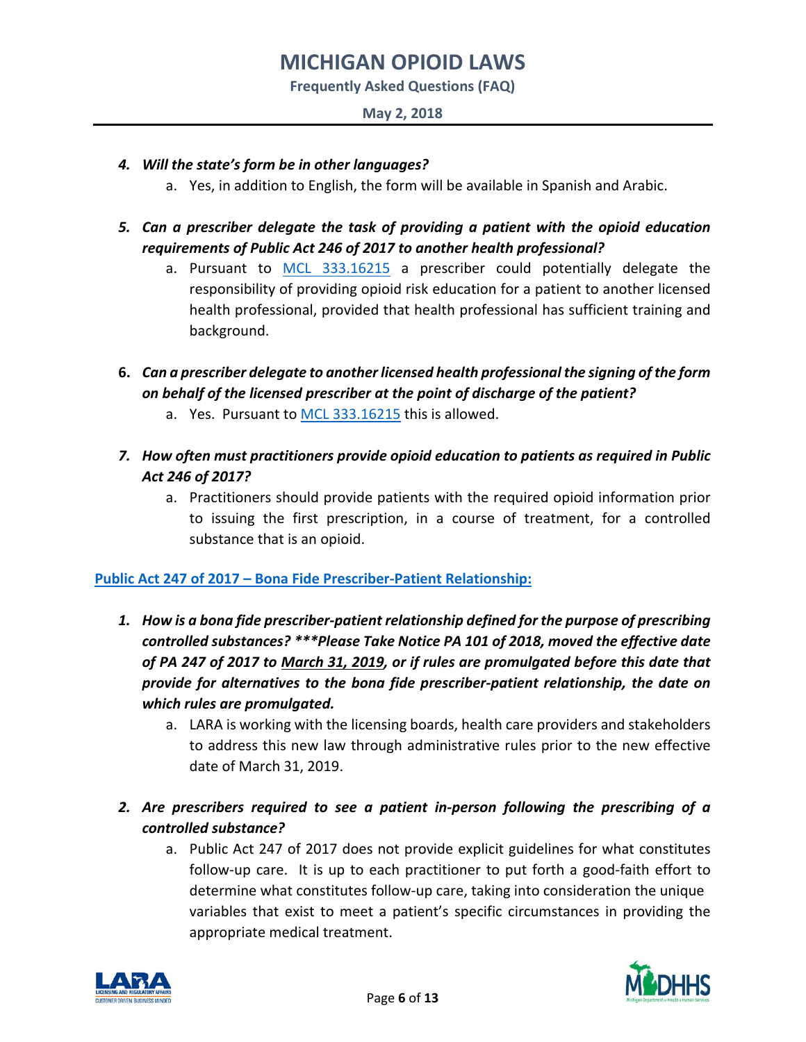4. ***Will the state's form be in other languages?***
    a. Yes, in addition to English, the form will be available in Spanish and Arabic.

5. ***Can a prescriber delegate the task of providing a patient with the opioid education requirements of Public Act 246 of 2017 to another health professional?***
    a. Pursuant to [MCL 333.16215](MCL 333.16215) a prescriber could potentially delegate the responsibility of providing opioid risk education for a patient to another licensed health professional, provided that health professional has sufficient training and background.

6. ***Can a prescriber delegate to another licensed health professional the signing of the form on behalf of the licensed prescriber at the point of discharge of the patient?***
    a. Yes. Pursuant to [MCL 333.16215](MCL 333.16215) this is allowed.

7. ***How often must practitioners provide opioid education to patients as required in Public Act 246 of 2017?***
    a. Practitioners should provide patients with the required opioid information prior to issuing the first prescription, in a course of treatment, for a controlled substance that is an opioid.

**Public Act 247 of 2017 – Bona Fide Prescriber-Patient Relationship:**

1. ***How is a bona fide prescriber-patient relationship defined for the purpose of prescribing controlled substances? \*\*\*Please Take Notice PA 101 of 2018, moved the effective date of PA 247 of 2017 to March 31, 2019, or if rules are promulgated before this date that provide for alternatives to the bona fide prescriber-patient relationship, the date on which rules are promulgated.***
    a. LARA is working with the licensing boards, health care providers and stakeholders to address this new law through administrative rules prior to the new effective date of March 31, 2019.

2. ***Are prescribers required to see a patient in-person following the prescribing of a controlled substance?***
    a. Public Act 247 of 2017 does not provide explicit guidelines for what constitutes follow-up care. It is up to each practitioner to put forth a good-faith effort to determine what constitutes follow-up care, taking into consideration the unique variables that exist to meet a patient's specific circumstances in providing the appropriate medical treatment.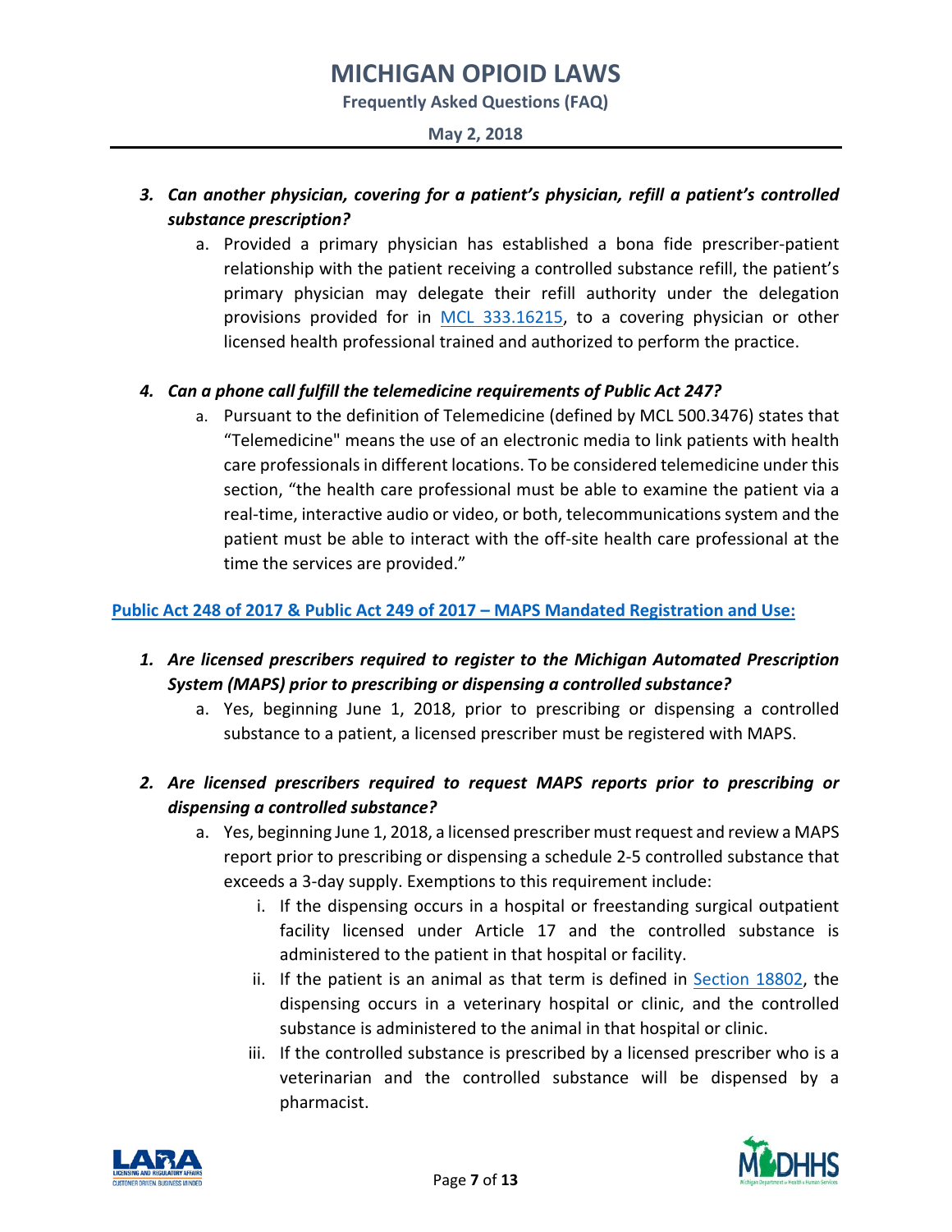3. ***Can another physician, covering for a patient's physician, refill a patient's controlled substance prescription?***
   a. Provided a primary physician has established a bona fide prescriber-patient relationship with the patient receiving a controlled substance refill, the patient's primary physician may delegate their refill authority under the delegation provisions provided for in [MCL 333.16215](), to a covering physician or other licensed health professional trained and authorized to perform the practice.

4. ***Can a phone call fulfill the telemedicine requirements of Public Act 247?***
   a. Pursuant to the definition of Telemedicine (defined by MCL 500.3476) states that "Telemedicine" means the use of an electronic media to link patients with health care professionals in different locations. To be considered telemedicine under this section, "the health care professional must be able to examine the patient via a real-time, interactive audio or video, or both, telecommunications system and the patient must be able to interact with the off-site health care professional at the time the services are provided."

**Public Act 248 of 2017 & Public Act 249 of 2017 – MAPS Mandated Registration and Use:**

1. ***Are licensed prescribers required to register to the Michigan Automated Prescription System (MAPS) prior to prescribing or dispensing a controlled substance?***
   a. Yes, beginning June 1, 2018, prior to prescribing or dispensing a controlled substance to a patient, a licensed prescriber must be registered with MAPS.

2. ***Are licensed prescribers required to request MAPS reports prior to prescribing or dispensing a controlled substance?***
   a. Yes, beginning June 1, 2018, a licensed prescriber must request and review a MAPS report prior to prescribing or dispensing a schedule 2-5 controlled substance that exceeds a 3-day supply. Exemptions to this requirement include:
      i. If the dispensing occurs in a hospital or freestanding surgical outpatient facility licensed under Article 17 and the controlled substance is administered to the patient in that hospital or facility.
      ii. If the patient is an animal as that term is defined in [Section 18802](), the dispensing occurs in a veterinary hospital or clinic, and the controlled substance is administered to the animal in that hospital or clinic.
      iii. If the controlled substance is prescribed by a licensed prescriber who is a veterinarian and the controlled substance will be dispensed by a pharmacist.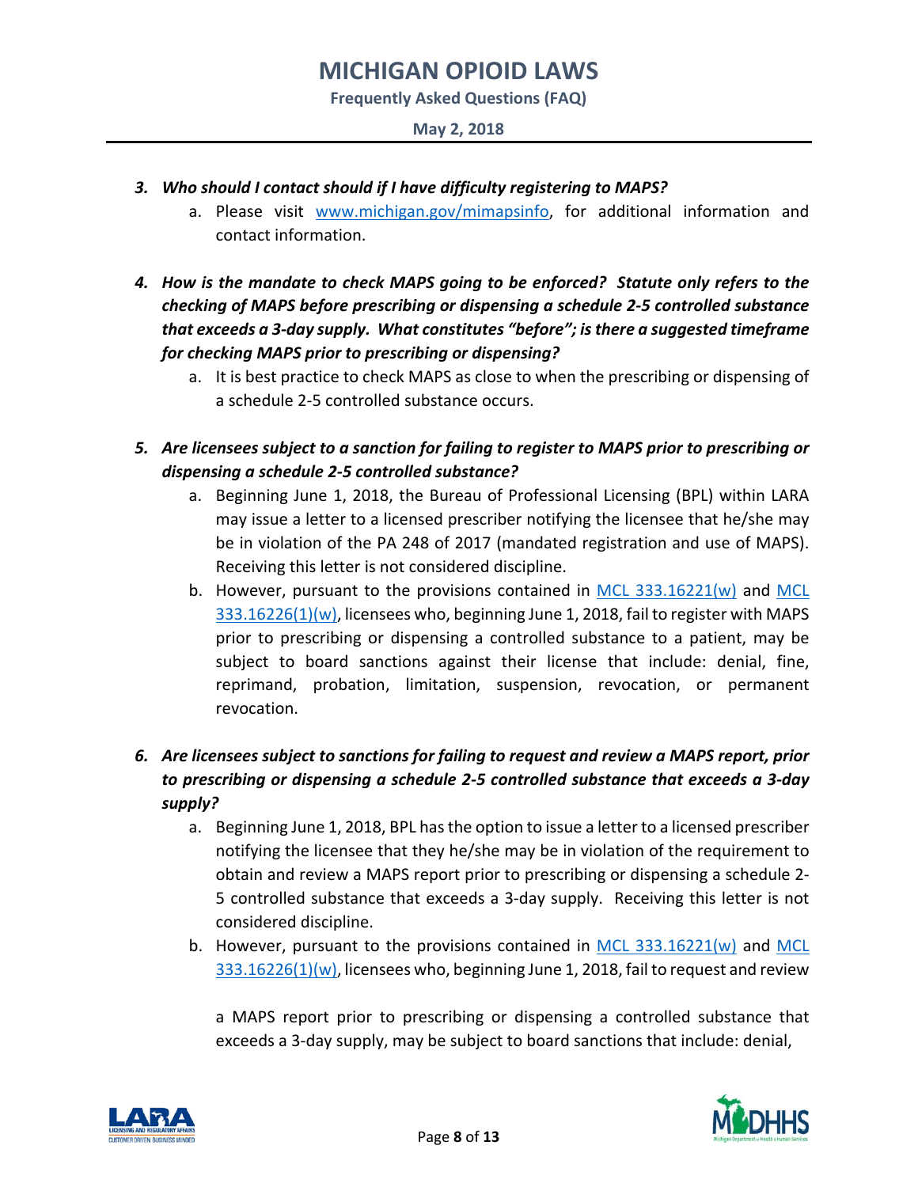3. ***Who should I contact should if I have difficulty registering to MAPS?***
    a. Please visit [www.michigan.gov/mimapsinfo](www.michigan.gov/mimapsinfo), for additional information and contact information.

4. ***How is the mandate to check MAPS going to be enforced? Statute only refers to the checking of MAPS before prescribing or dispensing a schedule 2-5 controlled substance that exceeds a 3-day supply. What constitutes "before"; is there a suggested timeframe for checking MAPS prior to prescribing or dispensing?***
    a. It is best practice to check MAPS as close to when the prescribing or dispensing of a schedule 2-5 controlled substance occurs.

5. ***Are licensees subject to a sanction for failing to register to MAPS prior to prescribing or dispensing a schedule 2-5 controlled substance?***
    a. Beginning June 1, 2018, the Bureau of Professional Licensing (BPL) within LARA may issue a letter to a licensed prescriber notifying the licensee that he/she may be in violation of the PA 248 of 2017 (mandated registration and use of MAPS). Receiving this letter is not considered discipline.
    b. However, pursuant to the provisions contained in MCL 333.16221(w) and MCL 333.16226(1)(w), licensees who, beginning June 1, 2018, fail to register with MAPS prior to prescribing or dispensing a controlled substance to a patient, may be subject to board sanctions against their license that include: denial, fine, reprimand, probation, limitation, suspension, revocation, or permanent revocation.

6. ***Are licensees subject to sanctions for failing to request and review a MAPS report, prior to prescribing or dispensing a schedule 2-5 controlled substance that exceeds a 3-day supply?***
    a. Beginning June 1, 2018, BPL has the option to issue a letter to a licensed prescriber notifying the licensee that they he/she may be in violation of the requirement to obtain and review a MAPS report prior to prescribing or dispensing a schedule 2-5 controlled substance that exceeds a 3-day supply. Receiving this letter is not considered discipline.
    b. However, pursuant to the provisions contained in MCL 333.16221(w) and MCL 333.16226(1)(w), licensees who, beginning June 1, 2018, fail to request and review a MAPS report prior to prescribing or dispensing a controlled substance that exceeds a 3-day supply, may be subject to board sanctions that include: denial,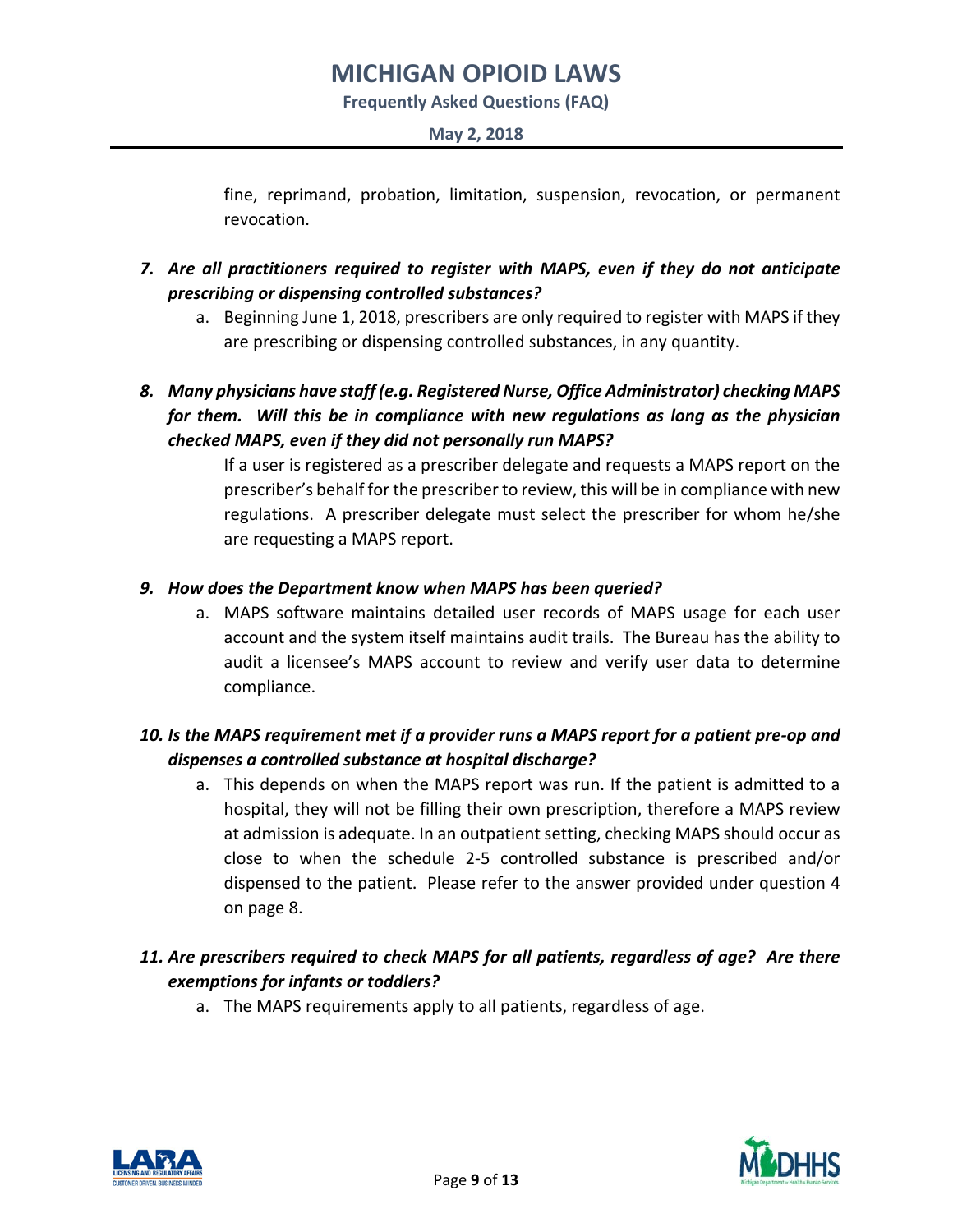fine, reprimand, probation, limitation, suspension, revocation, or permanent revocation.

7. ***Are all practitioners required to register with MAPS, even if they do not anticipate prescribing or dispensing controlled substances?***
   a. Beginning June 1, 2018, prescribers are only required to register with MAPS if they are prescribing or dispensing controlled substances, in any quantity.

8. ***Many physicians have staff (e.g. Registered Nurse, Office Administrator) checking MAPS for them. Will this be in compliance with new regulations as long as the physician checked MAPS, even if they did not personally run MAPS?***

   If a user is registered as a prescriber delegate and requests a MAPS report on the prescriber's behalf for the prescriber to review, this will be in compliance with new regulations. A prescriber delegate must select the prescriber for whom he/she are requesting a MAPS report.

9. ***How does the Department know when MAPS has been queried?***
   a. MAPS software maintains detailed user records of MAPS usage for each user account and the system itself maintains audit trails. The Bureau has the ability to audit a licensee's MAPS account to review and verify user data to determine compliance.

10. ***Is the MAPS requirement met if a provider runs a MAPS report for a patient pre-op and dispenses a controlled substance at hospital discharge?***
    a. This depends on when the MAPS report was run. If the patient is admitted to a hospital, they will not be filling their own prescription, therefore a MAPS review at admission is adequate. In an outpatient setting, checking MAPS should occur as close to when the schedule 2-5 controlled substance is prescribed and/or dispensed to the patient. Please refer to the answer provided under question 4 on page 8.

11. ***Are prescribers required to check MAPS for all patients, regardless of age? Are there exemptions for infants or toddlers?***
    a. The MAPS requirements apply to all patients, regardless of age.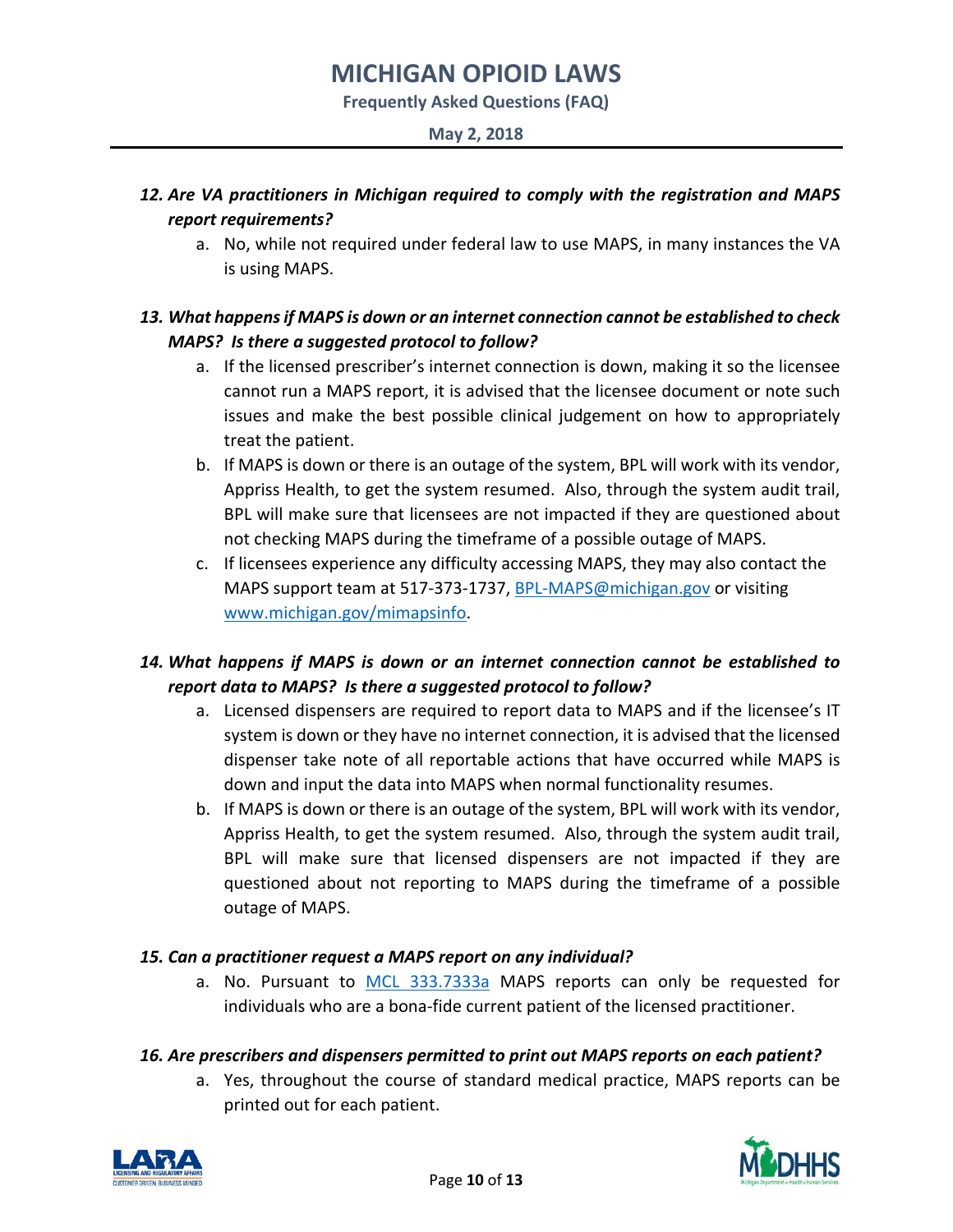**12. *Are VA practitioners in Michigan required to comply with the registration and MAPS report requirements?***

a. No, while not required under federal law to use MAPS, in many instances the VA is using MAPS.

**13. *What happens if MAPS is down or an internet connection cannot be established to check MAPS? Is there a suggested protocol to follow?***

a. If the licensed prescriber's internet connection is down, making it so the licensee cannot run a MAPS report, it is advised that the licensee document or note such issues and make the best possible clinical judgement on how to appropriately treat the patient.

b. If MAPS is down or there is an outage of the system, BPL will work with its vendor, Appriss Health, to get the system resumed. Also, through the system audit trail, BPL will make sure that licensees are not impacted if they are questioned about not checking MAPS during the timeframe of a possible outage of MAPS.

c. If licensees experience any difficulty accessing MAPS, they may also contact the MAPS support team at 517-373-1737, [BPL-MAPS@michigan.gov](mailto:BPL-MAPS@michigan.gov) or visiting [www.michigan.gov/mimapsinfo](http://www.michigan.gov/mimapsinfo).

**14. *What happens if MAPS is down or an internet connection cannot be established to report data to MAPS? Is there a suggested protocol to follow?***

a. Licensed dispensers are required to report data to MAPS and if the licensee's IT system is down or they have no internet connection, it is advised that the licensed dispenser take note of all reportable actions that have occurred while MAPS is down and input the data into MAPS when normal functionality resumes.

b. If MAPS is down or there is an outage of the system, BPL will work with its vendor, Appriss Health, to get the system resumed. Also, through the system audit trail, BPL will make sure that licensed dispensers are not impacted if they are questioned about not reporting to MAPS during the timeframe of a possible outage of MAPS.

**15. *Can a practitioner request a MAPS report on any individual?***

a. No. Pursuant to [MCL 333.7333a](#) MAPS reports can only be requested for individuals who are a bona-fide current patient of the licensed practitioner.

**16. *Are prescribers and dispensers permitted to print out MAPS reports on each patient?***

a. Yes, throughout the course of standard medical practice, MAPS reports can be printed out for each patient.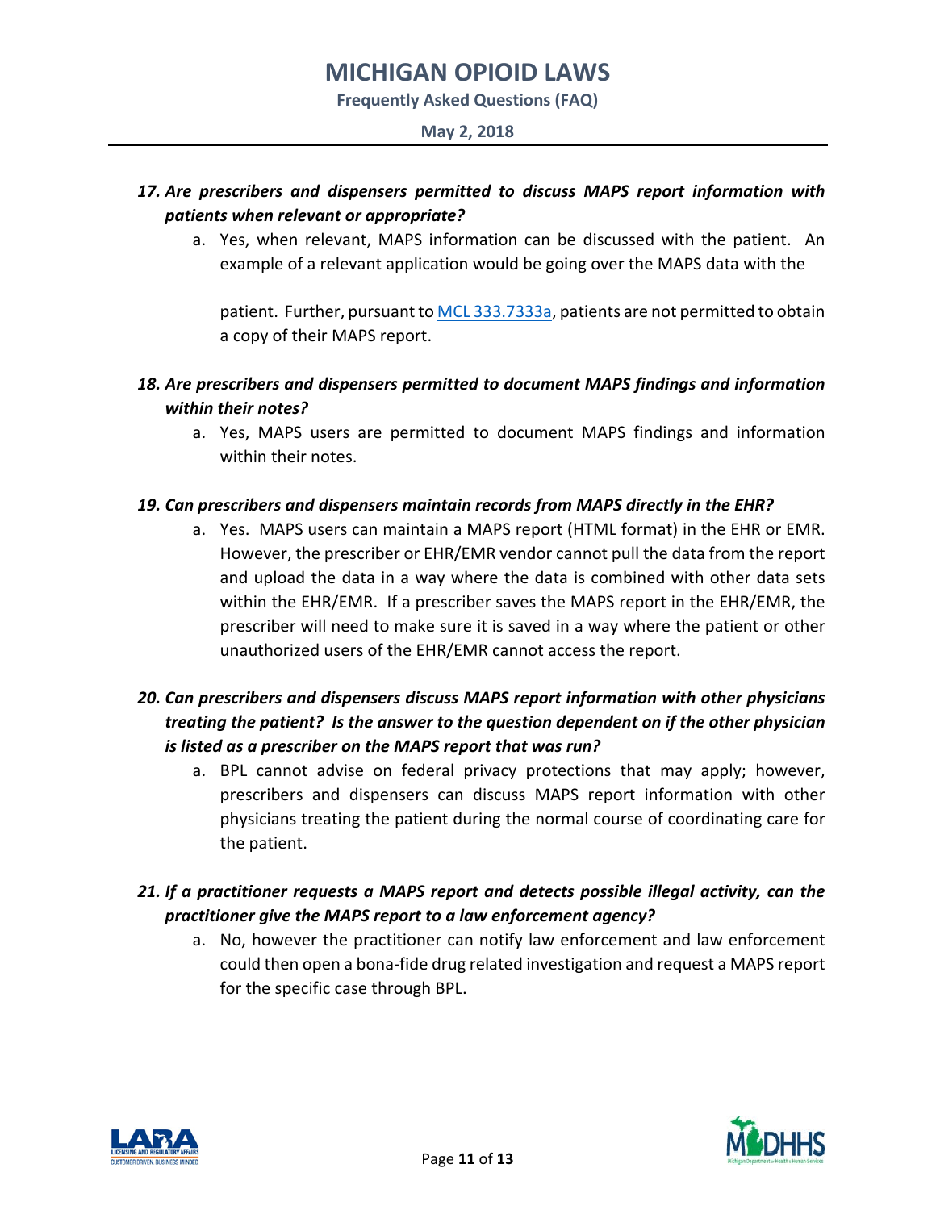17. ***Are prescribers and dispensers permitted to discuss MAPS report information with patients when relevant or appropriate?***
    a. Yes, when relevant, MAPS information can be discussed with the patient. An example of a relevant application would be going over the MAPS data with the

       patient. Further, pursuant to [MCL 333.7333a](MCL 333.7333a), patients are not permitted to obtain a copy of their MAPS report.

18. ***Are prescribers and dispensers permitted to document MAPS findings and information within their notes?***
    a. Yes, MAPS users are permitted to document MAPS findings and information within their notes.

19. ***Can prescribers and dispensers maintain records from MAPS directly in the EHR?***
    a. Yes. MAPS users can maintain a MAPS report (HTML format) in the EHR or EMR. However, the prescriber or EHR/EMR vendor cannot pull the data from the report and upload the data in a way where the data is combined with other data sets within the EHR/EMR. If a prescriber saves the MAPS report in the EHR/EMR, the prescriber will need to make sure it is saved in a way where the patient or other unauthorized users of the EHR/EMR cannot access the report.

20. ***Can prescribers and dispensers discuss MAPS report information with other physicians treating the patient? Is the answer to the question dependent on if the other physician is listed as a prescriber on the MAPS report that was run?***
    a. BPL cannot advise on federal privacy protections that may apply; however, prescribers and dispensers can discuss MAPS report information with other physicians treating the patient during the normal course of coordinating care for the patient.

21. ***If a practitioner requests a MAPS report and detects possible illegal activity, can the practitioner give the MAPS report to a law enforcement agency?***
    a. No, however the practitioner can notify law enforcement and law enforcement could then open a bona-fide drug related investigation and request a MAPS report for the specific case through BPL.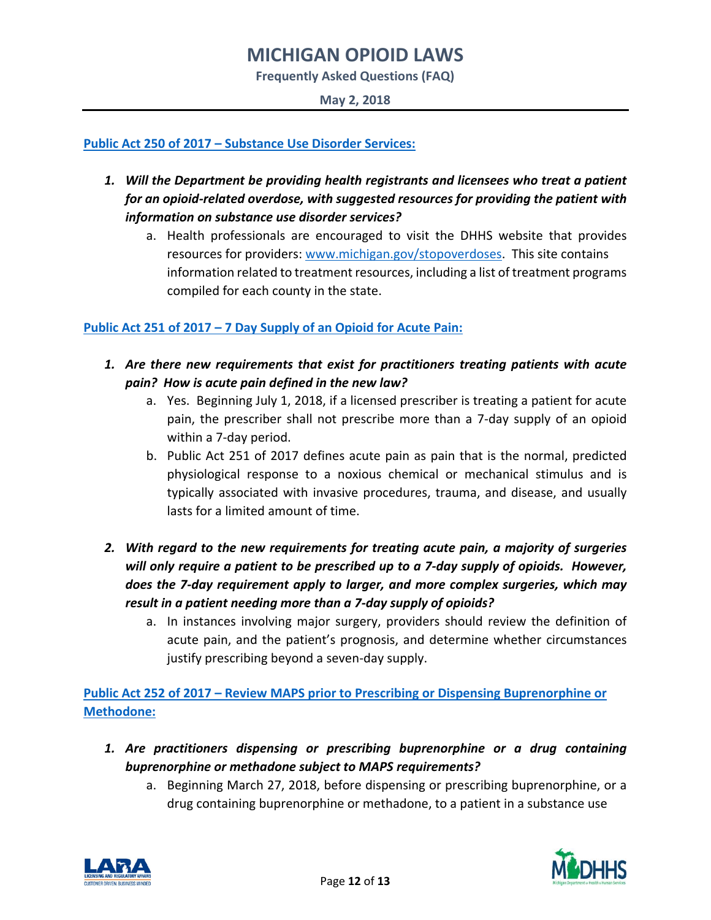**Public Act 250 of 2017 – Substance Use Disorder Services:**

1. ***Will the Department be providing health registrants and licensees who treat a patient for an opioid-related overdose, with suggested resources for providing the patient with information on substance use disorder services?***
   a. Health professionals are encouraged to visit the DHHS website that provides resources for providers: www.michigan.gov/stopoverdoses. This site contains information related to treatment resources, including a list of treatment programs compiled for each county in the state.

**Public Act 251 of 2017 – 7 Day Supply of an Opioid for Acute Pain:**

1. ***Are there new requirements that exist for practitioners treating patients with acute pain? How is acute pain defined in the new law?***
   a. Yes. Beginning July 1, 2018, if a licensed prescriber is treating a patient for acute pain, the prescriber shall not prescribe more than a 7-day supply of an opioid within a 7-day period.
   b. Public Act 251 of 2017 defines acute pain as pain that is the normal, predicted physiological response to a noxious chemical or mechanical stimulus and is typically associated with invasive procedures, trauma, and disease, and usually lasts for a limited amount of time.

2. ***With regard to the new requirements for treating acute pain, a majority of surgeries will only require a patient to be prescribed up to a 7-day supply of opioids. However, does the 7-day requirement apply to larger, and more complex surgeries, which may result in a patient needing more than a 7-day supply of opioids?***
   a. In instances involving major surgery, providers should review the definition of acute pain, and the patient's prognosis, and determine whether circumstances justify prescribing beyond a seven-day supply.

**Public Act 252 of 2017 – Review MAPS prior to Prescribing or Dispensing Buprenorphine or Methodone:**

1. ***Are practitioners dispensing or prescribing buprenorphine or a drug containing buprenorphine or methadone subject to MAPS requirements?***
   a. Beginning March 27, 2018, before dispensing or prescribing buprenorphine, or a drug containing buprenorphine or methadone, to a patient in a substance use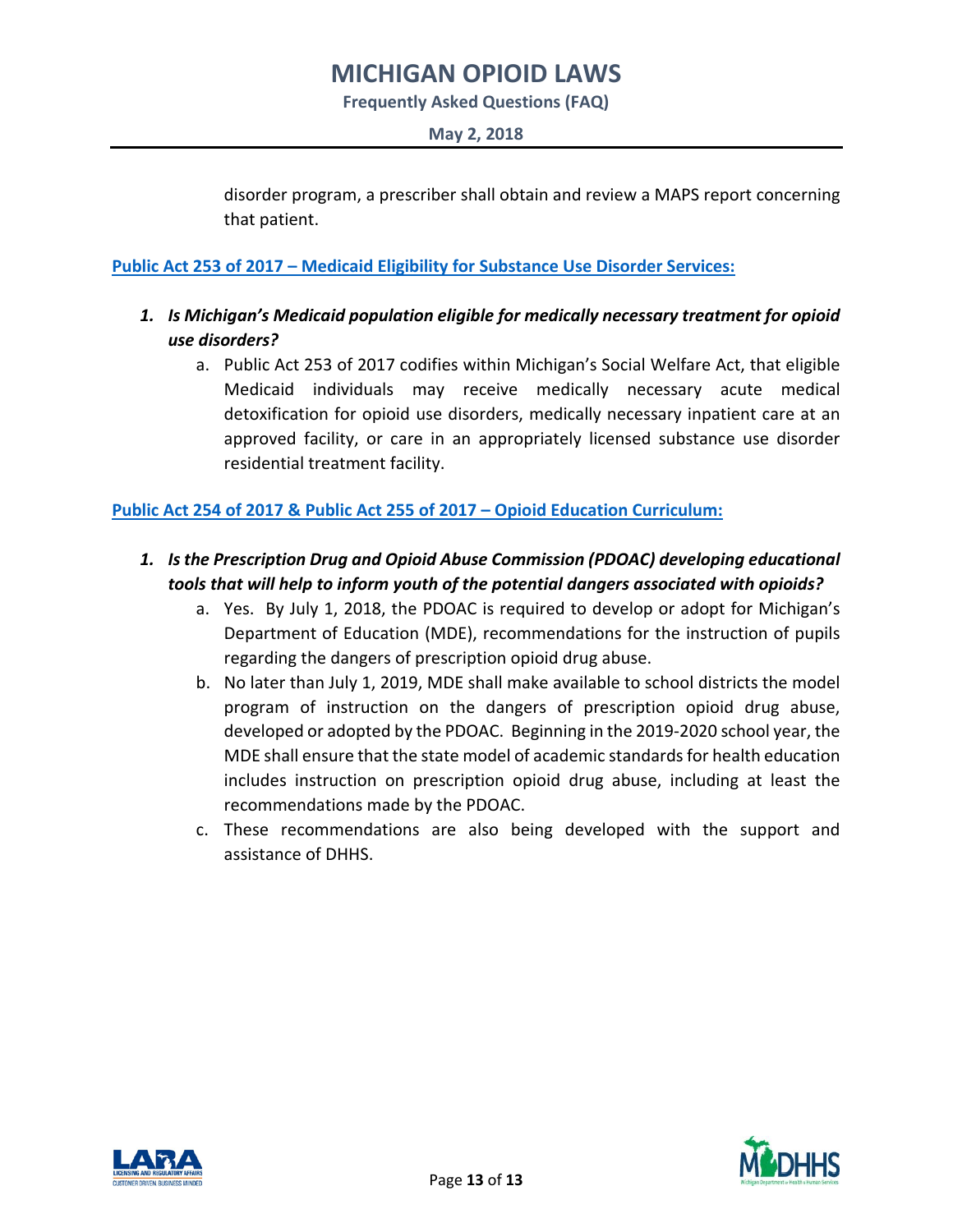disorder program, a prescriber shall obtain and review a MAPS report concerning that patient.

**Public Act 253 of 2017 – Medicaid Eligibility for Substance Use Disorder Services:**

1. ***Is Michigan's Medicaid population eligible for medically necessary treatment for opioid use disorders?***
   a. Public Act 253 of 2017 codifies within Michigan's Social Welfare Act, that eligible Medicaid individuals may receive medically necessary acute medical detoxification for opioid use disorders, medically necessary inpatient care at an approved facility, or care in an appropriately licensed substance use disorder residential treatment facility.

**Public Act 254 of 2017 & Public Act 255 of 2017 – Opioid Education Curriculum:**

1. ***Is the Prescription Drug and Opioid Abuse Commission (PDOAC) developing educational tools that will help to inform youth of the potential dangers associated with opioids?***
   a. Yes. By July 1, 2018, the PDOAC is required to develop or adopt for Michigan's Department of Education (MDE), recommendations for the instruction of pupils regarding the dangers of prescription opioid drug abuse.
   b. No later than July 1, 2019, MDE shall make available to school districts the model program of instruction on the dangers of prescription opioid drug abuse, developed or adopted by the PDOAC. Beginning in the 2019-2020 school year, the MDE shall ensure that the state model of academic standards for health education includes instruction on prescription opioid drug abuse, including at least the recommendations made by the PDOAC.
   c. These recommendations are also being developed with the support and assistance of DHHS.